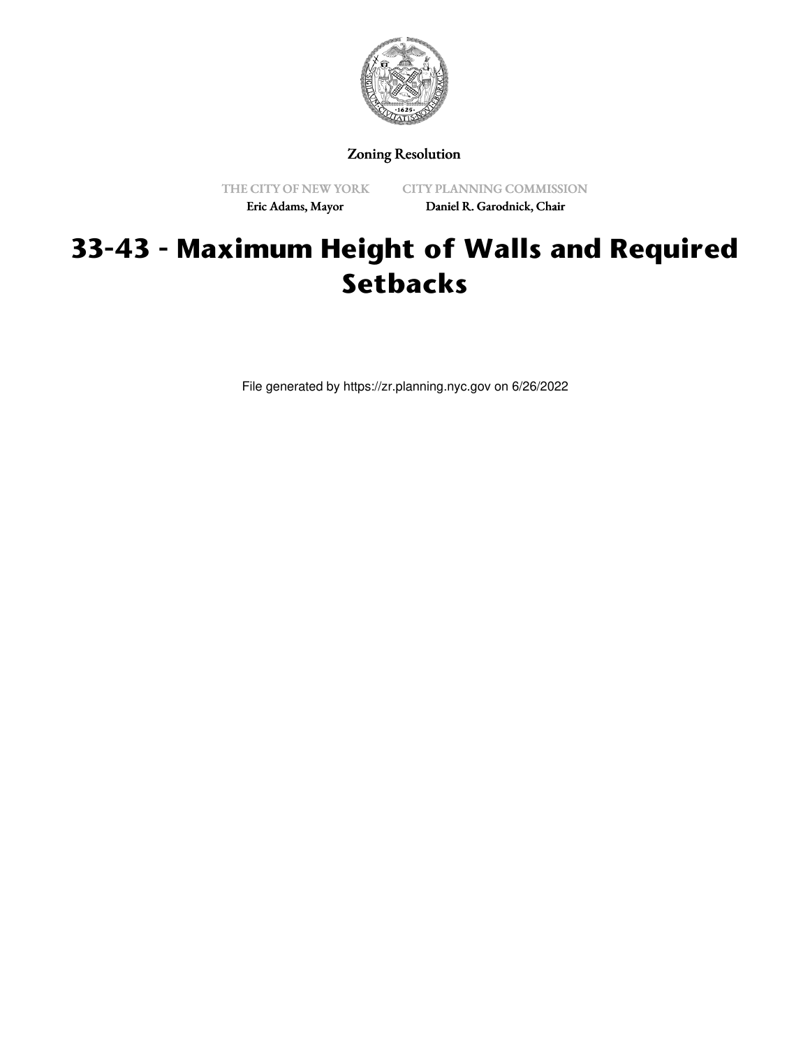Zoning Resolution

THE CITY OF NEW YORK
Eric Adams, Mayor

CITY PLANNING COMMISSION
Daniel R. Garodnick, Chair

# 33-43 - Maximum Height of Walls and Required Setbacks

File generated by https://zr.planning.nyc.gov on 6/26/2022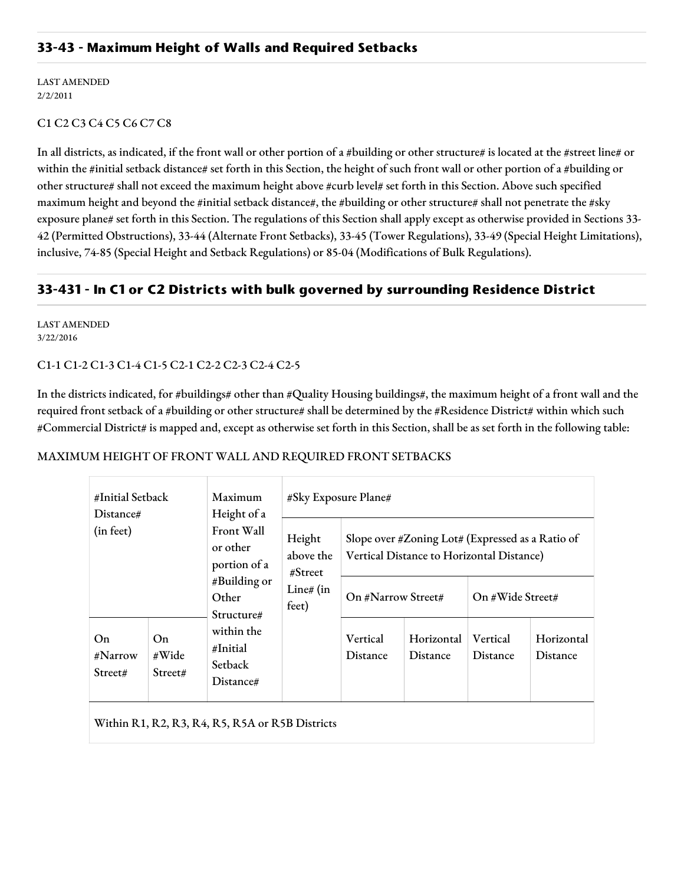## 33-43 - Maximum Height of Walls and Required Setbacks

LAST AMENDED
2/2/2011

C1 C2 C3 C4 C5 C6 C7 C8

In all districts, as indicated, if the front wall or other portion of a #building or other structure# is located at the #street line# or within the #initial setback distance# set forth in this Section, the height of such front wall or other portion of a #building or other structure# shall not exceed the maximum height above #curb level# set forth in this Section. Above such specified maximum height and beyond the #initial setback distance#, the #building or other structure# shall not penetrate the #sky exposure plane# set forth in this Section. The regulations of this Section shall apply except as otherwise provided in Sections 33-42 (Permitted Obstructions), 33-44 (Alternate Front Setbacks), 33-45 (Tower Regulations), 33-49 (Special Height Limitations), inclusive, 74-85 (Special Height and Setback Regulations) or 85-04 (Modifications of Bulk Regulations).

## 33-431 - In C1 or C2 Districts with bulk governed by surrounding Residence District

LAST AMENDED
3/22/2016

C1-1 C1-2 C1-3 C1-4 C1-5 C2-1 C2-2 C2-3 C2-4 C2-5

In the districts indicated, for #buildings# other than #Quality Housing buildings#, the maximum height of a front wall and the required front setback of a #building or other structure# shall be determined by the #Residence District# within which such #Commercial District# is mapped and, except as otherwise set forth in this Section, shall be as set forth in the following table:

MAXIMUM HEIGHT OF FRONT WALL AND REQUIRED FRONT SETBACKS

| #Initial Setback Distance# (in feet) | | Maximum Height of a Front Wall or other portion of a #Building or Other Structure# within the #Initial Setback Distance# | #Sky Exposure Plane# | | | | |
|---|---|---|---|---|---|---|---|
| | | | Height above the #Street Line# (in feet) | Slope over #Zoning Lot# (Expressed as a Ratio of Vertical Distance to Horizontal Distance) | | | |
| | | | | On #Narrow Street# | | On #Wide Street# | |
| On #Narrow Street# | On #Wide Street# | | | Vertical Distance | Horizontal Distance | Vertical Distance | Horizontal Distance |
| Within R1, R2, R3, R4, R5, R5A or R5B Districts | | | | | | | |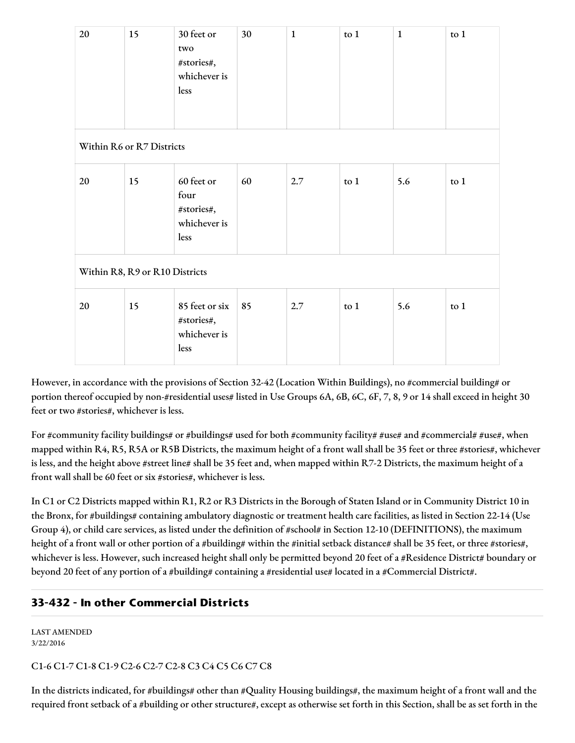| | | | | | | | |
|---|---|---|---|---|---|---|---|
| 20 | 15 | 30 feet or two #stories#, whichever is less | 30 | 1 | to 1 | 1 | to 1 |
| Within R6 or R7 Districts | | | | | | | |
| 20 | 15 | 60 feet or four #stories#, whichever is less | 60 | 2.7 | to 1 | 5.6 | to 1 |
| Within R8, R9 or R10 Districts | | | | | | | |
| 20 | 15 | 85 feet or six #stories#, whichever is less | 85 | 2.7 | to 1 | 5.6 | to 1 |

However, in accordance with the provisions of Section 32-42 (Location Within Buildings), no #commercial building# or portion thereof occupied by non-#residential uses# listed in Use Groups 6A, 6B, 6C, 6F, 7, 8, 9 or 14 shall exceed in height 30 feet or two #stories#, whichever is less.

For #community facility buildings# or #buildings# used for both #community facility# #use# and #commercial# #use#, when mapped within R4, R5, R5A or R5B Districts, the maximum height of a front wall shall be 35 feet or three #stories#, whichever is less, and the height above #street line# shall be 35 feet and, when mapped within R7-2 Districts, the maximum height of a front wall shall be 60 feet or six #stories#, whichever is less.

In C1 or C2 Districts mapped within R1, R2 or R3 Districts in the Borough of Staten Island or in Community District 10 in the Bronx, for #buildings# containing ambulatory diagnostic or treatment health care facilities, as listed in Section 22-14 (Use Group 4), or child care services, as listed under the definition of #school# in Section 12-10 (DEFINITIONS), the maximum height of a front wall or other portion of a #building# within the #initial setback distance# shall be 35 feet, or three #stories#, whichever is less. However, such increased height shall only be permitted beyond 20 feet of a #Residence District# boundary or beyond 20 feet of any portion of a #building# containing a #residential use# located in a #Commercial District#.

## 33-432 - In other Commercial Districts

LAST AMENDED
3/22/2016

C1-6 C1-7 C1-8 C1-9 C2-6 C2-7 C2-8 C3 C4 C5 C6 C7 C8

In the districts indicated, for #buildings# other than #Quality Housing buildings#, the maximum height of a front wall and the required front setback of a #building or other structure#, except as otherwise set forth in this Section, shall be as set forth in the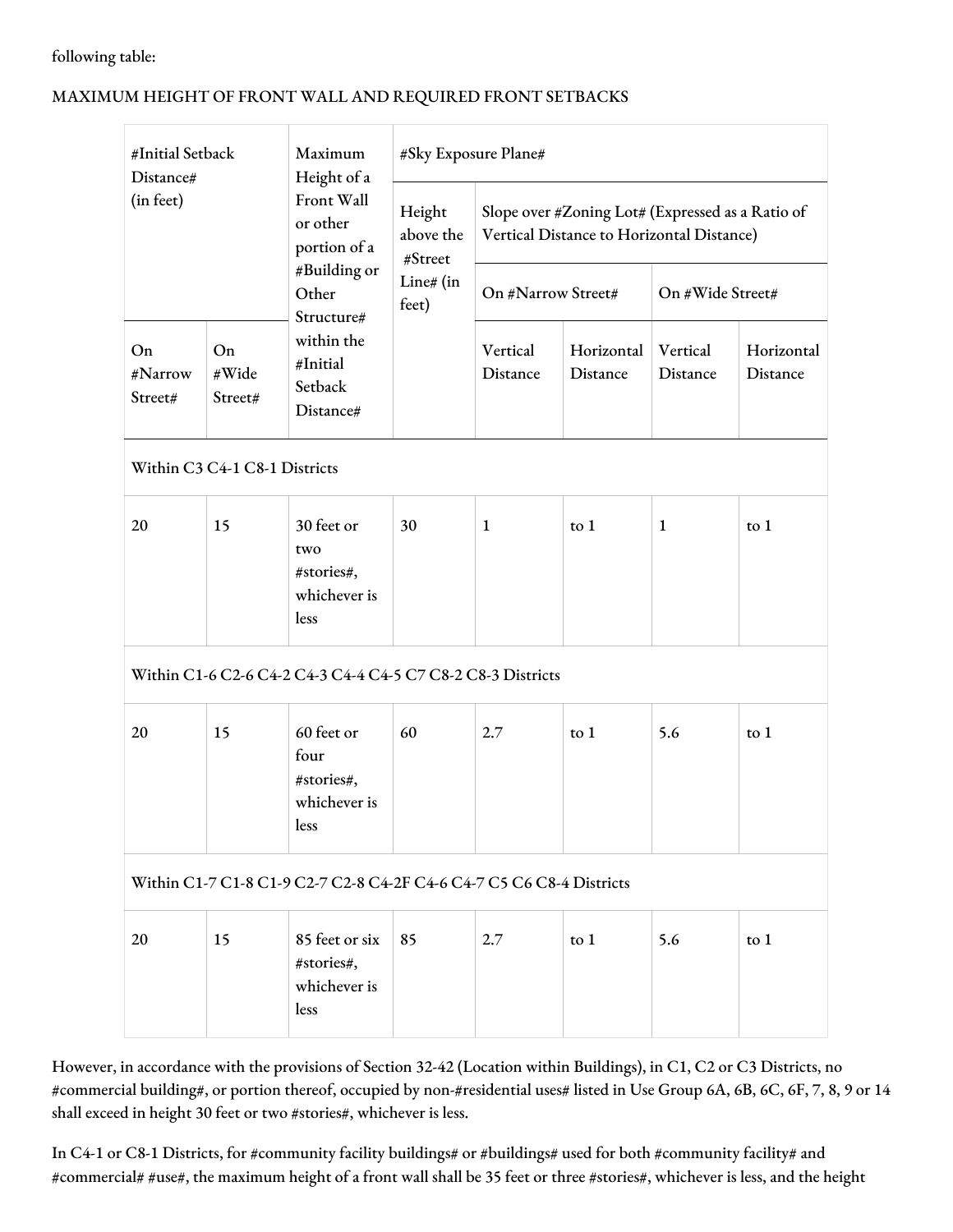following table:

MAXIMUM HEIGHT OF FRONT WALL AND REQUIRED FRONT SETBACKS

| #Initial Setback Distance# (in feet) | | Maximum Height of a Front Wall or other portion of a #Building or Other Structure# within the #Initial Setback Distance# | #Sky Exposure Plane# | | | | |
|---|---|---|---|---|---|---|---|
| | | | Height above the #Street Line# (in feet) | Slope over #Zoning Lot# (Expressed as a Ratio of Vertical Distance to Horizontal Distance) | | | |
| | | | | On #Narrow Street# | | On #Wide Street# | |
| On #Narrow Street# | On #Wide Street# | | | Vertical Distance | Horizontal Distance | Vertical Distance | Horizontal Distance |
| Within C3 C4-1 C8-1 Districts | | | | | | | |
| 20 | 15 | 30 feet or two #stories#, whichever is less | 30 | 1 | to 1 | 1 | to 1 |
| Within C1-6 C2-6 C4-2 C4-3 C4-4 C4-5 C7 C8-2 C8-3 Districts | | | | | | | |
| 20 | 15 | 60 feet or four #stories#, whichever is less | 60 | 2.7 | to 1 | 5.6 | to 1 |
| Within C1-7 C1-8 C1-9 C2-7 C2-8 C4-2F C4-6 C4-7 C5 C6 C8-4 Districts | | | | | | | |
| 20 | 15 | 85 feet or six #stories#, whichever is less | 85 | 2.7 | to 1 | 5.6 | to 1 |

However, in accordance with the provisions of Section 32-42 (Location within Buildings), in C1, C2 or C3 Districts, no #commercial building#, or portion thereof, occupied by non-#residential uses# listed in Use Group 6A, 6B, 6C, 6F, 7, 8, 9 or 14 shall exceed in height 30 feet or two #stories#, whichever is less.

In C4-1 or C8-1 Districts, for #community facility buildings# or #buildings# used for both #community facility# and #commercial# #use#, the maximum height of a front wall shall be 35 feet or three #stories#, whichever is less, and the height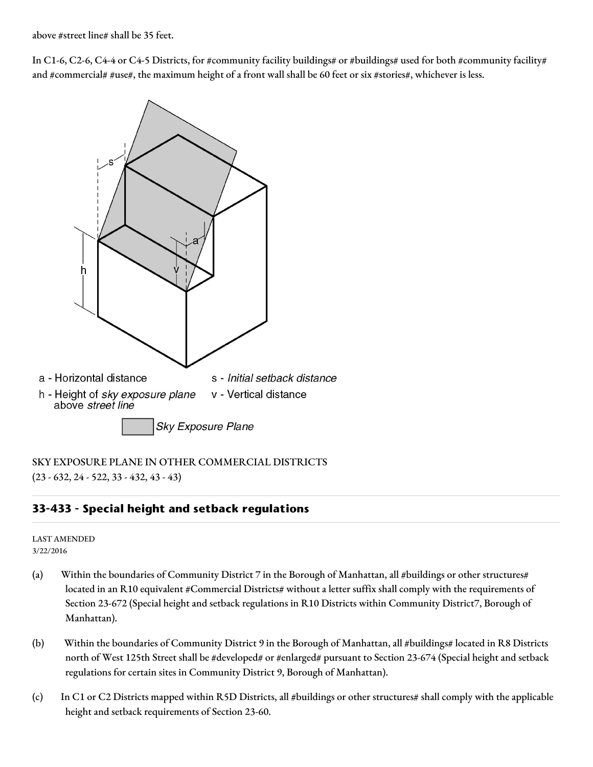above #street line# shall be 35 feet.

In C1-6, C2-6, C4-4 or C4-5 Districts, for #community facility buildings# or #buildings# used for both #community facility# and #commercial# #use#, the maximum height of a front wall shall be 60 feet or six #stories#, whichever is less.

s

a

h

v

a - Horizontal distance

s - *Initial setback distance*

h - Height of *sky exposure plane* above *street line*

v - Vertical distance

*Sky Exposure Plane*

SKY EXPOSURE PLANE IN OTHER COMMERCIAL DISTRICTS
(23 - 632, 24 - 522, 33 - 432, 43 - 43)

## 33-433 - Special height and setback regulations

LAST AMENDED
3/22/2016

(a) Within the boundaries of Community District 7 in the Borough of Manhattan, all #buildings or other structures# located in an R10 equivalent #Commercial Districts# without a letter suffix shall comply with the requirements of Section 23-672 (Special height and setback regulations in R10 Districts within Community District7, Borough of Manhattan).

(b) Within the boundaries of Community District 9 in the Borough of Manhattan, all #buildings# located in R8 Districts north of West 125th Street shall be #developed# or #enlarged# pursuant to Section 23-674 (Special height and setback regulations for certain sites in Community District 9, Borough of Manhattan).

(c) In C1 or C2 Districts mapped within R5D Districts, all #buildings or other structures# shall comply with the applicable height and setback requirements of Section 23-60.